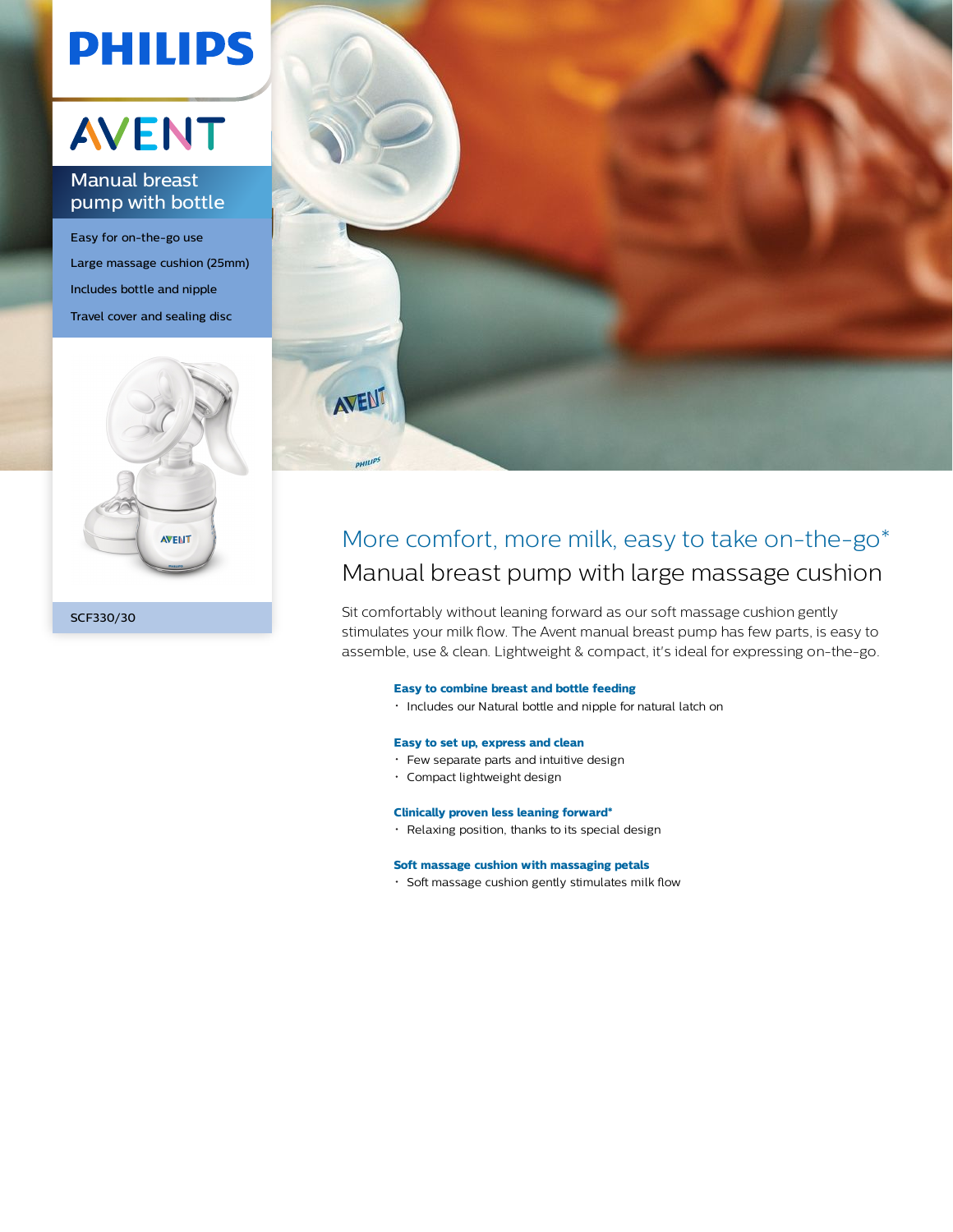PHILIPS

AVENT

## Manual breast pump with bottle

- Easy for on-the-go use
- Large massage cushion (25mm)
- Includes bottle and nipple
- Travel cover and sealing disc

SCF330/30

# More comfort, more milk, easy to take on-the-go*

## Manual breast pump with large massage cushion

Sit comfortably without leaning forward as our soft massage cushion gently stimulates your milk flow. The Avent manual breast pump has few parts, is easy to assemble, use & clean. Lightweight & compact, it's ideal for expressing on-the-go.

**Easy to combine breast and bottle feeding**

- Includes our Natural bottle and nipple for natural latch on

**Easy to set up, express and clean**

- Few separate parts and intuitive design
- Compact lightweight design

**Clinically proven less leaning forward***

- Relaxing position, thanks to its special design

**Soft massage cushion with massaging petals**

- Soft massage cushion gently stimulates milk flow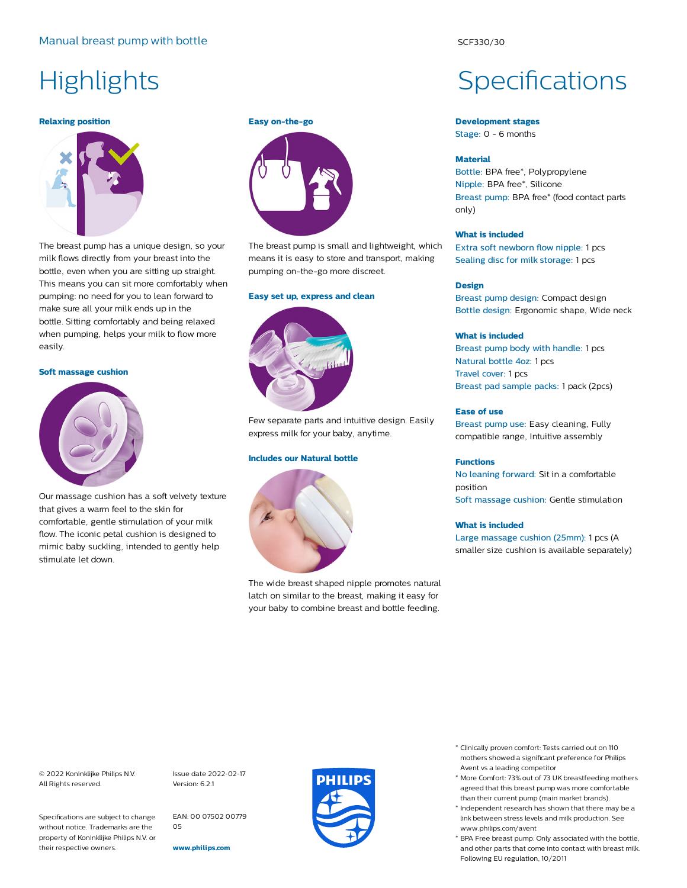Manual breast pump with bottle

SCF330/30

# Highlights

### Relaxing position

The breast pump has a unique design, so your milk flows directly from your breast into the bottle, even when you are sitting up straight. This means you can sit more comfortably when pumping: no need for you to lean forward to make sure all your milk ends up in the bottle. Sitting comfortably and being relaxed when pumping, helps your milk to flow more easily.

### Soft massage cushion

Our massage cushion has a soft velvety texture that gives a warm feel to the skin for comfortable, gentle stimulation of your milk flow. The iconic petal cushion is designed to mimic baby suckling, intended to gently help stimulate let down.

### Easy on-the-go

The breast pump is small and lightweight, which means it is easy to store and transport, making pumping on-the-go more discreet.

### Easy set up, express and clean

Few separate parts and intuitive design. Easily express milk for your baby, anytime.

### Includes our Natural bottle

The wide breast shaped nipple promotes natural latch on similar to the breast, making it easy for your baby to combine breast and bottle feeding.

# Specifications

### Development stages
- Stage: 0 - 6 months

### Material
- Bottle: BPA free*, Polypropylene
- Nipple: BPA free*, Silicone
- Breast pump: BPA free* (food contact parts only)

### What is included
- Extra soft newborn flow nipple: 1 pcs
- Sealing disc for milk storage: 1 pcs

### Design
- Breast pump design: Compact design
- Bottle design: Ergonomic shape, Wide neck

### What is included
- Breast pump body with handle: 1 pcs
- Natural bottle 4oz: 1 pcs
- Travel cover: 1 pcs
- Breast pad sample packs: 1 pack (2pcs)

### Ease of use
- Breast pump use: Easy cleaning, Fully compatible range, Intuitive assembly

### Functions
- No leaning forward: Sit in a comfortable position
- Soft massage cushion: Gentle stimulation

### What is included
- Large massage cushion (25mm): 1 pcs (A smaller size cushion is available separately)

* Clinically proven comfort: Tests carried out on 110 mothers showed a significant preference for Philips Avent vs a leading competitor
* More Comfort: 73% out of 73 UK breastfeeding mothers agreed that this breast pump was more comfortable than their current pump (main market brands).
* Independent research has shown that there may be a link between stress levels and milk production. See www.philips.com/avent
* BPA Free breast pump: Only associated with the bottle, and other parts that come into contact with breast milk. Following EU regulation, 10/2011

© 2022 Koninklijke Philips N.V.
All Rights reserved.

Specifications are subject to change without notice. Trademarks are the property of Koninklijke Philips N.V. or their respective owners.

Issue date 2022-02-17
Version: 6.2.1

EAN: 00 07502 00779 05

www.philips.com